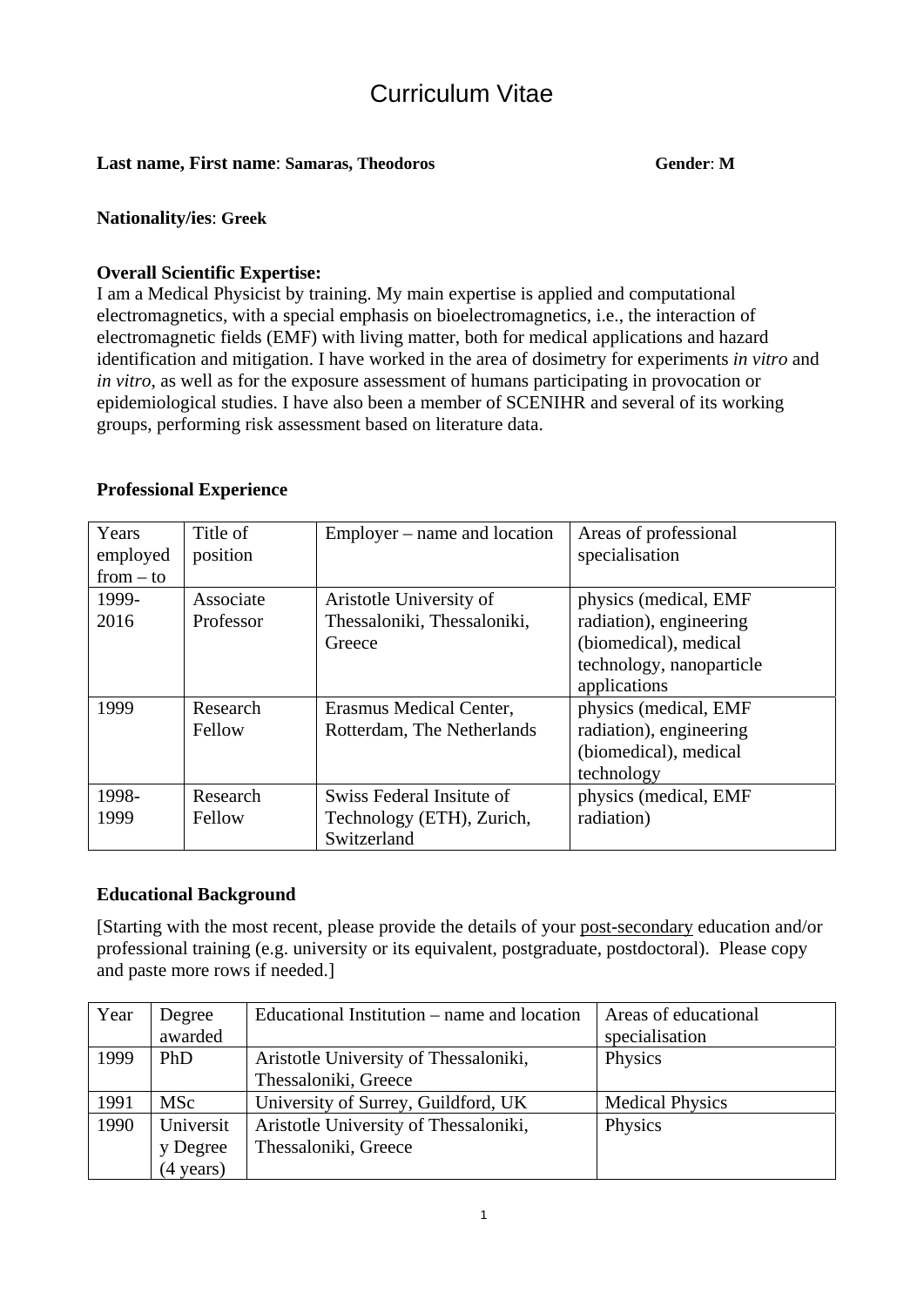# Curriculum Vitae

**Last name, First name**: **Samaras, Theodoros** **Gender**: **M**

**Nationality/ies**: **Greek**

**Overall Scientific Expertise:**
I am a Medical Physicist by training. My main expertise is applied and computational electromagnetics, with a special emphasis on bioelectromagnetics, i.e., the interaction of electromagnetic fields (EMF) with living matter, both for medical applications and hazard identification and mitigation. I have worked in the area of dosimetry for experiments *in vitro* and *in vitro*, as well as for the exposure assessment of humans participating in provocation or epidemiological studies. I have also been a member of SCENIHR and several of its working groups, performing risk assessment based on literature data.

**Professional Experience**

| Years employed from – to | Title of position | Employer – name and location | Areas of professional specialisation |
|---|---|---|---|
| 1999-2016 | Associate Professor | Aristotle University of Thessaloniki, Thessaloniki, Greece | physics (medical, EMF radiation), engineering (biomedical), medical technology, nanoparticle applications |
| 1999 | Research Fellow | Erasmus Medical Center, Rotterdam, The Netherlands | physics (medical, EMF radiation), engineering (biomedical), medical technology |
| 1998-1999 | Research Fellow | Swiss Federal Insitute of Technology (ETH), Zurich, Switzerland | physics (medical, EMF radiation) |

**Educational Background**

[Starting with the most recent, please provide the details of your post-secondary education and/or professional training (e.g. university or its equivalent, postgraduate, postdoctoral). Please copy and paste more rows if needed.]

| Year | Degree awarded | Educational Institution – name and location | Areas of educational specialisation |
|---|---|---|---|
| 1999 | PhD | Aristotle University of Thessaloniki, Thessaloniki, Greece | Physics |
| 1991 | MSc | University of Surrey, Guildford, UK | Medical Physics |
| 1990 | University Degree (4 years) | Aristotle University of Thessaloniki, Thessaloniki, Greece | Physics |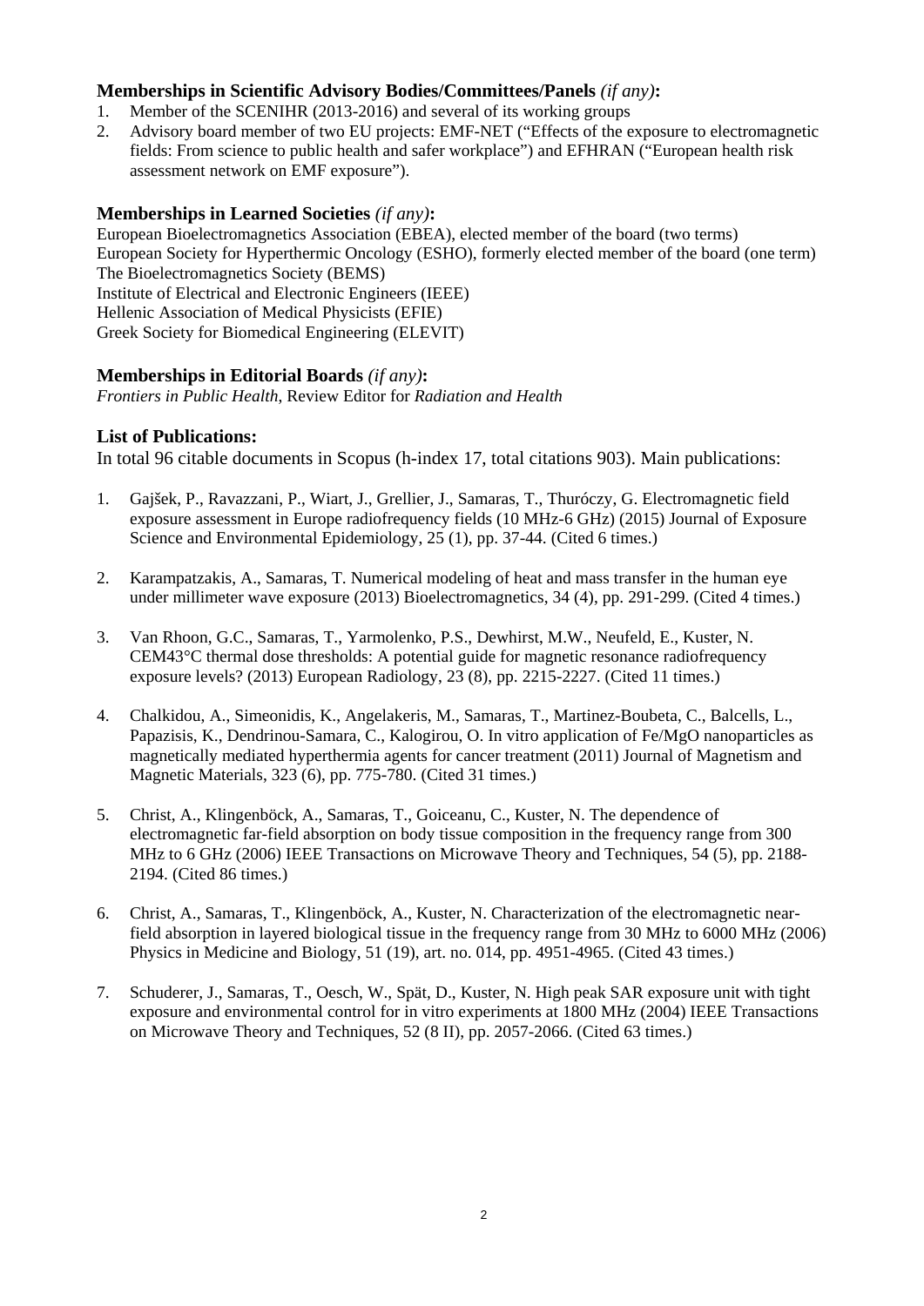### Memberships in Scientific Advisory Bodies/Committees/Panels *(if any)*:

1. Member of the SCENIHR (2013-2016) and several of its working groups
2. Advisory board member of two EU projects: EMF-NET ("Effects of the exposure to electromagnetic fields: From science to public health and safer workplace") and EFHRAN ("European health risk assessment network on EMF exposure").

### Memberships in Learned Societies *(if any)*:

European Bioelectromagnetics Association (EBEA), elected member of the board (two terms)
European Society for Hyperthermic Oncology (ESHO), formerly elected member of the board (one term)
The Bioelectromagnetics Society (BEMS)
Institute of Electrical and Electronic Engineers (IEEE)
Hellenic Association of Medical Physicists (EFIE)
Greek Society for Biomedical Engineering (ELEVIT)

### Memberships in Editorial Boards *(if any)*:

*Frontiers in Public Health*, Review Editor for *Radiation and Health*

### List of Publications:

In total 96 citable documents in Scopus (h-index 17, total citations 903). Main publications:

1. Gajšek, P., Ravazzani, P., Wiart, J., Grellier, J., Samaras, T., Thuróczy, G. Electromagnetic field exposure assessment in Europe radiofrequency fields (10 MHz-6 GHz) (2015) Journal of Exposure Science and Environmental Epidemiology, 25 (1), pp. 37-44. (Cited 6 times.)

2. Karampatzakis, A., Samaras, T. Numerical modeling of heat and mass transfer in the human eye under millimeter wave exposure (2013) Bioelectromagnetics, 34 (4), pp. 291-299. (Cited 4 times.)

3. Van Rhoon, G.C., Samaras, T., Yarmolenko, P.S., Dewhirst, M.W., Neufeld, E., Kuster, N. CEM43°C thermal dose thresholds: A potential guide for magnetic resonance radiofrequency exposure levels? (2013) European Radiology, 23 (8), pp. 2215-2227. (Cited 11 times.)

4. Chalkidou, A., Simeonidis, K., Angelakeris, M., Samaras, T., Martinez-Boubeta, C., Balcells, L., Papazisis, K., Dendrinou-Samara, C., Kalogirou, O. In vitro application of Fe/MgO nanoparticles as magnetically mediated hyperthermia agents for cancer treatment (2011) Journal of Magnetism and Magnetic Materials, 323 (6), pp. 775-780. (Cited 31 times.)

5. Christ, A., Klingenböck, A., Samaras, T., Goiceanu, C., Kuster, N. The dependence of electromagnetic far-field absorption on body tissue composition in the frequency range from 300 MHz to 6 GHz (2006) IEEE Transactions on Microwave Theory and Techniques, 54 (5), pp. 2188-2194. (Cited 86 times.)

6. Christ, A., Samaras, T., Klingenböck, A., Kuster, N. Characterization of the electromagnetic near-field absorption in layered biological tissue in the frequency range from 30 MHz to 6000 MHz (2006) Physics in Medicine and Biology, 51 (19), art. no. 014, pp. 4951-4965. (Cited 43 times.)

7. Schuderer, J., Samaras, T., Oesch, W., Spät, D., Kuster, N. High peak SAR exposure unit with tight exposure and environmental control for in vitro experiments at 1800 MHz (2004) IEEE Transactions on Microwave Theory and Techniques, 52 (8 II), pp. 2057-2066. (Cited 63 times.)